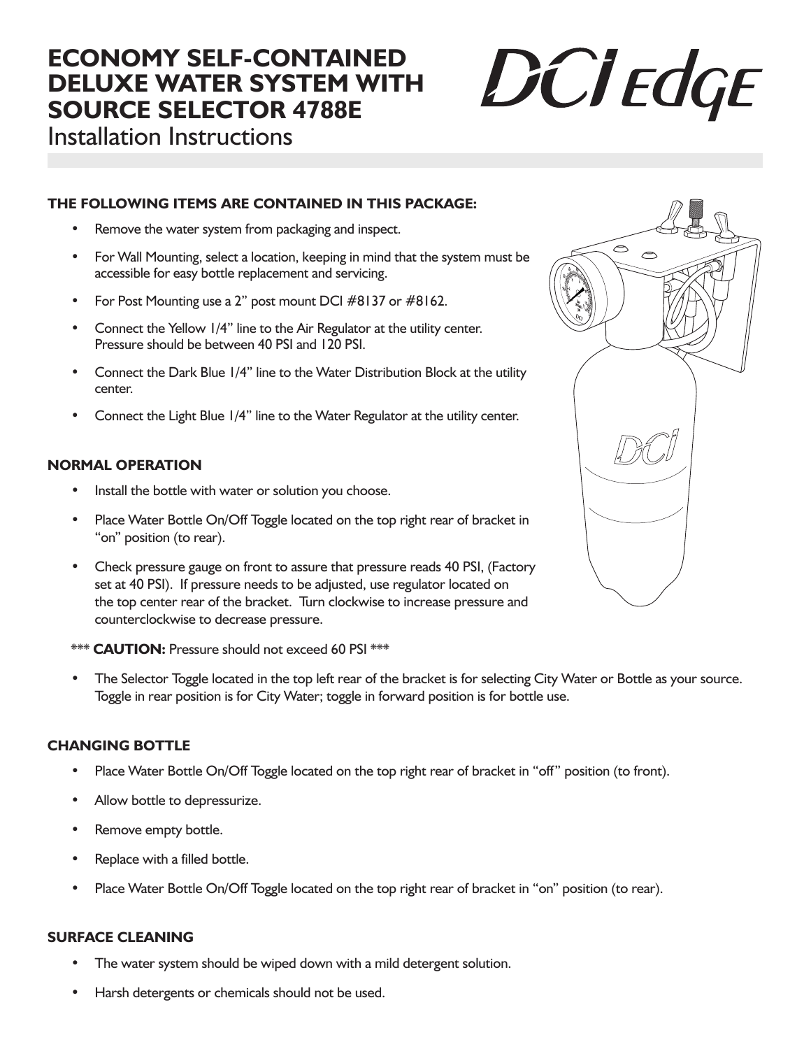# ECONOMY SELF-CONTAINED DELUXE WATER SYSTEM WITH SOURCE SELECTOR 4788E

Installation Instructions

### THE FOLLOWING ITEMS ARE CONTAINED IN THIS PACKAGE:

- Remove the water system from packaging and inspect.
- For Wall Mounting, select a location, keeping in mind that the system must be accessible for easy bottle replacement and servicing.
- For Post Mounting use a 2" post mount DCI #8137 or #8162.
- Connect the Yellow 1/4" line to the Air Regulator at the utility center. Pressure should be between 40 PSI and 120 PSI.
- Connect the Dark Blue 1/4" line to the Water Distribution Block at the utility center.
- Connect the Light Blue 1/4" line to the Water Regulator at the utility center.

### NORMAL OPERATION

- Install the bottle with water or solution you choose.
- Place Water Bottle On/Off Toggle located on the top right rear of bracket in "on" position (to rear).
- Check pressure gauge on front to assure that pressure reads 40 PSI, (Factory set at 40 PSI). If pressure needs to be adjusted, use regulator located on the top center rear of the bracket. Turn clockwise to increase pressure and counterclockwise to decrease pressure.

*** **CAUTION:** Pressure should not exceed 60 PSI ***

- The Selector Toggle located in the top left rear of the bracket is for selecting City Water or Bottle as your source. Toggle in rear position is for City Water; toggle in forward position is for bottle use.

### CHANGING BOTTLE

- Place Water Bottle On/Off Toggle located on the top right rear of bracket in "off" position (to front).
- Allow bottle to depressurize.
- Remove empty bottle.
- Replace with a filled bottle.
- Place Water Bottle On/Off Toggle located on the top right rear of bracket in "on" position (to rear).

### SURFACE CLEANING

- The water system should be wiped down with a mild detergent solution.
- Harsh detergents or chemicals should not be used.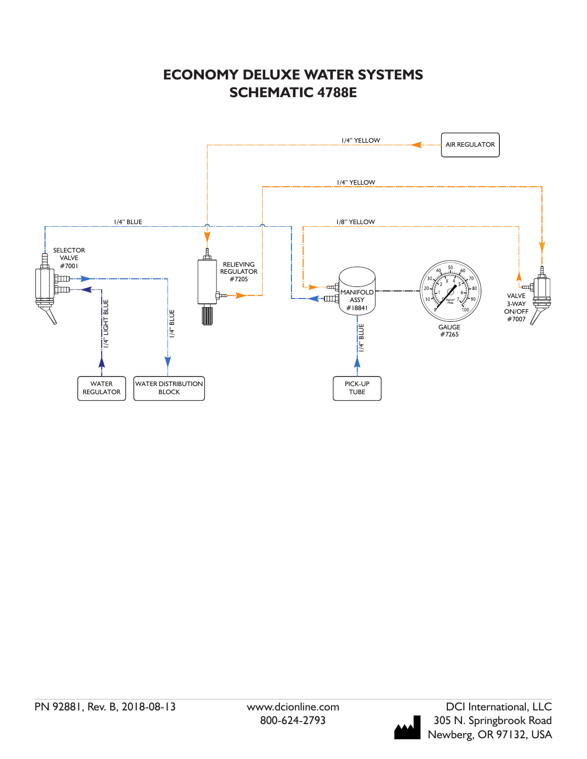# ECONOMY DELUXE WATER SYSTEMS
# SCHEMATIC 4788E

1/4" YELLOW

AIR REGULATOR

1/4" YELLOW

1/4" BLUE

1/8" YELLOW

SELECTOR VALVE #7001

RELIEVING REGULATOR #7205

MANIFOLD ASSY #18841

GAUGE #7265

VALVE 3-WAY ON/OFF #7007

1/4" LIGHT BLUE

1/4" BLUE

1/4" BLUE

WATER REGULATOR

WATER DISTRIBUTION BLOCK

PICK-UP TUBE

PN 92881, Rev. B, 2018-08-13

www.dcionline.com
800-624-2793

DCI International, LLC
305 N. Springbrook Road
Newberg, OR 97132, USA